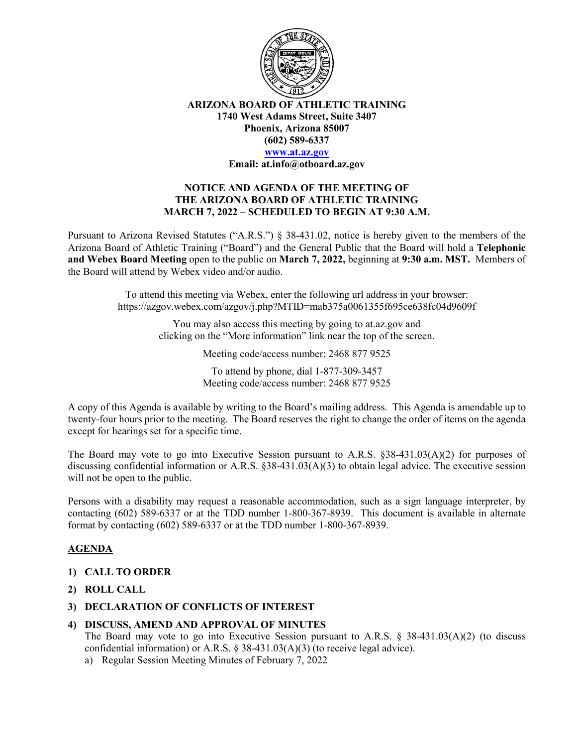**ARIZONA BOARD OF ATHLETIC TRAINING**
**1740 West Adams Street, Suite 3407**
**Phoenix, Arizona 85007**
**(602) 589-6337**
**www.at.az.gov**
**Email: at.info@otboard.az.gov**

**NOTICE AND AGENDA OF THE MEETING OF THE ARIZONA BOARD OF ATHLETIC TRAINING MARCH 7, 2022 – SCHEDULED TO BEGIN AT 9:30 A.M.**

Pursuant to Arizona Revised Statutes ("A.R.S.") § 38-431.02, notice is hereby given to the members of the Arizona Board of Athletic Training ("Board") and the General Public that the Board will hold a **Telephonic and Webex Board Meeting** open to the public on **March 7, 2022,** beginning at **9:30 a.m. MST.** Members of the Board will attend by Webex video and/or audio.

To attend this meeting via Webex, enter the following url address in your browser: https://azgov.webex.com/azgov/j.php?MTID=mab375a0061355f695ce638fc04d9609f

You may also access this meeting by going to at.az.gov and clicking on the "More information" link near the top of the screen.

Meeting code/access number: 2468 877 9525

To attend by phone, dial 1-877-309-3457
Meeting code/access number: 2468 877 9525

A copy of this Agenda is available by writing to the Board's mailing address. This Agenda is amendable up to twenty-four hours prior to the meeting. The Board reserves the right to change the order of items on the agenda except for hearings set for a specific time.

The Board may vote to go into Executive Session pursuant to A.R.S. §38-431.03(A)(2) for purposes of discussing confidential information or A.R.S. §38-431.03(A)(3) to obtain legal advice. The executive session will not be open to the public.

Persons with a disability may request a reasonable accommodation, such as a sign language interpreter, by contacting (602) 589-6337 or at the TDD number 1-800-367-8939. This document is available in alternate format by contacting (602) 589-6337 or at the TDD number 1-800-367-8939.

## AGENDA

1) **CALL TO ORDER**
2) **ROLL CALL**
3) **DECLARATION OF CONFLICTS OF INTEREST**
4) **DISCUSS, AMEND AND APPROVAL OF MINUTES**
   The Board may vote to go into Executive Session pursuant to A.R.S. § 38-431.03(A)(2) (to discuss confidential information) or A.R.S. § 38-431.03(A)(3) (to receive legal advice).
   a) Regular Session Meeting Minutes of February 7, 2022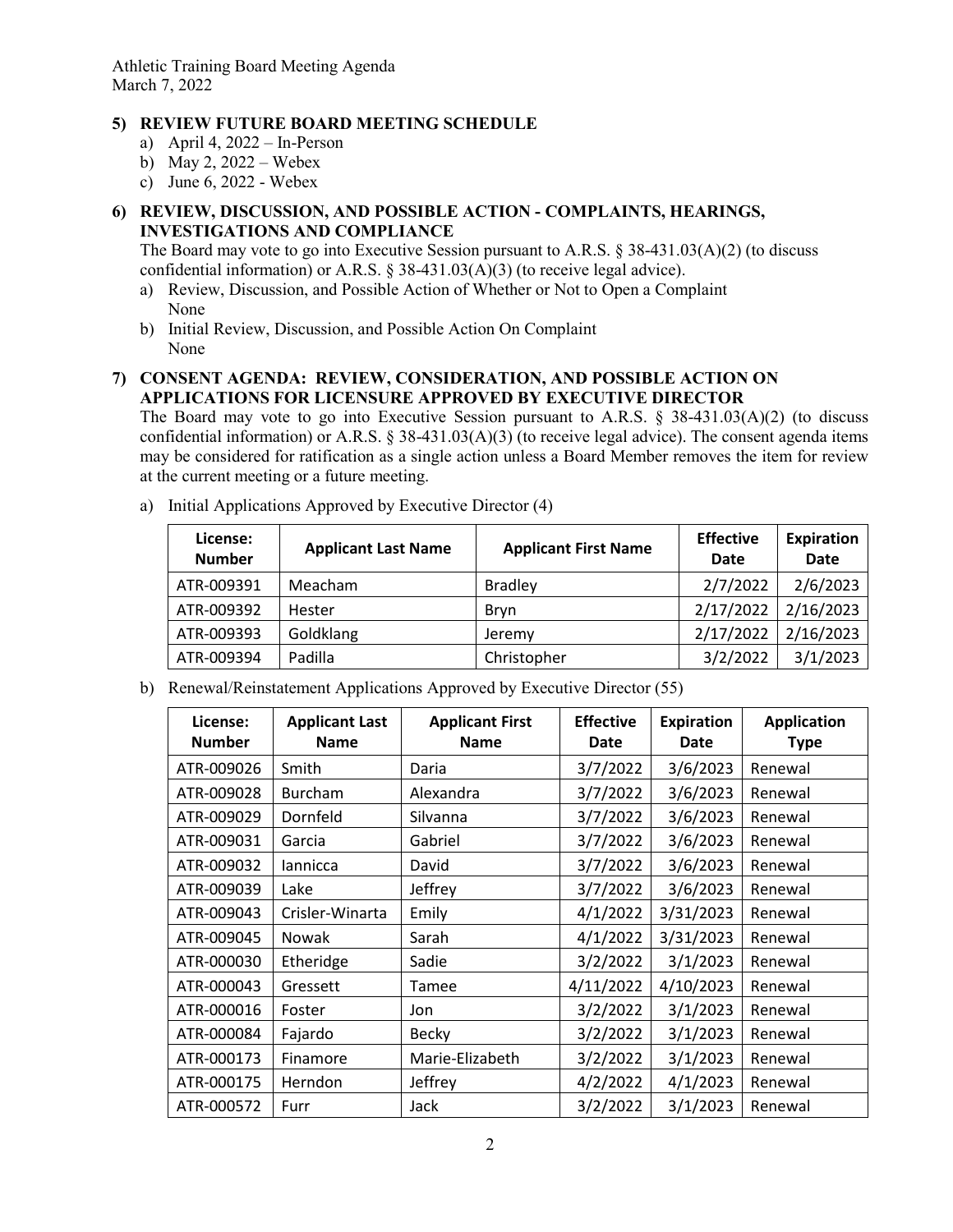**5) REVIEW FUTURE BOARD MEETING SCHEDULE**

a) April 4, 2022 – In-Person
b) May 2, 2022 – Webex
c) June 6, 2022 - Webex

**6) REVIEW, DISCUSSION, AND POSSIBLE ACTION - COMPLAINTS, HEARINGS, INVESTIGATIONS AND COMPLIANCE**

The Board may vote to go into Executive Session pursuant to A.R.S. § 38-431.03(A)(2) (to discuss confidential information) or A.R.S. § 38-431.03(A)(3) (to receive legal advice).

a) Review, Discussion, and Possible Action of Whether or Not to Open a Complaint
None
b) Initial Review, Discussion, and Possible Action On Complaint
None

**7) CONSENT AGENDA: REVIEW, CONSIDERATION, AND POSSIBLE ACTION ON APPLICATIONS FOR LICENSURE APPROVED BY EXECUTIVE DIRECTOR**

The Board may vote to go into Executive Session pursuant to A.R.S. § 38-431.03(A)(2) (to discuss confidential information) or A.R.S. § 38-431.03(A)(3) (to receive legal advice). The consent agenda items may be considered for ratification as a single action unless a Board Member removes the item for review at the current meeting or a future meeting.

a) Initial Applications Approved by Executive Director (4)

| License: Number | Applicant Last Name | Applicant First Name | Effective Date | Expiration Date |
|---|---|---|---|---|
| ATR-009391 | Meacham | Bradley | 2/7/2022 | 2/6/2023 |
| ATR-009392 | Hester | Bryn | 2/17/2022 | 2/16/2023 |
| ATR-009393 | Goldklang | Jeremy | 2/17/2022 | 2/16/2023 |
| ATR-009394 | Padilla | Christopher | 3/2/2022 | 3/1/2023 |

b) Renewal/Reinstatement Applications Approved by Executive Director (55)

| License: Number | Applicant Last Name | Applicant First Name | Effective Date | Expiration Date | Application Type |
|---|---|---|---|---|---|
| ATR-009026 | Smith | Daria | 3/7/2022 | 3/6/2023 | Renewal |
| ATR-009028 | Burcham | Alexandra | 3/7/2022 | 3/6/2023 | Renewal |
| ATR-009029 | Dornfeld | Silvanna | 3/7/2022 | 3/6/2023 | Renewal |
| ATR-009031 | Garcia | Gabriel | 3/7/2022 | 3/6/2023 | Renewal |
| ATR-009032 | Iannicca | David | 3/7/2022 | 3/6/2023 | Renewal |
| ATR-009039 | Lake | Jeffrey | 3/7/2022 | 3/6/2023 | Renewal |
| ATR-009043 | Crisler-Winarta | Emily | 4/1/2022 | 3/31/2023 | Renewal |
| ATR-009045 | Nowak | Sarah | 4/1/2022 | 3/31/2023 | Renewal |
| ATR-000030 | Etheridge | Sadie | 3/2/2022 | 3/1/2023 | Renewal |
| ATR-000043 | Gressett | Tamee | 4/11/2022 | 4/10/2023 | Renewal |
| ATR-000016 | Foster | Jon | 3/2/2022 | 3/1/2023 | Renewal |
| ATR-000084 | Fajardo | Becky | 3/2/2022 | 3/1/2023 | Renewal |
| ATR-000173 | Finamore | Marie-Elizabeth | 3/2/2022 | 3/1/2023 | Renewal |
| ATR-000175 | Herndon | Jeffrey | 4/2/2022 | 4/1/2023 | Renewal |
| ATR-000572 | Furr | Jack | 3/2/2022 | 3/1/2023 | Renewal |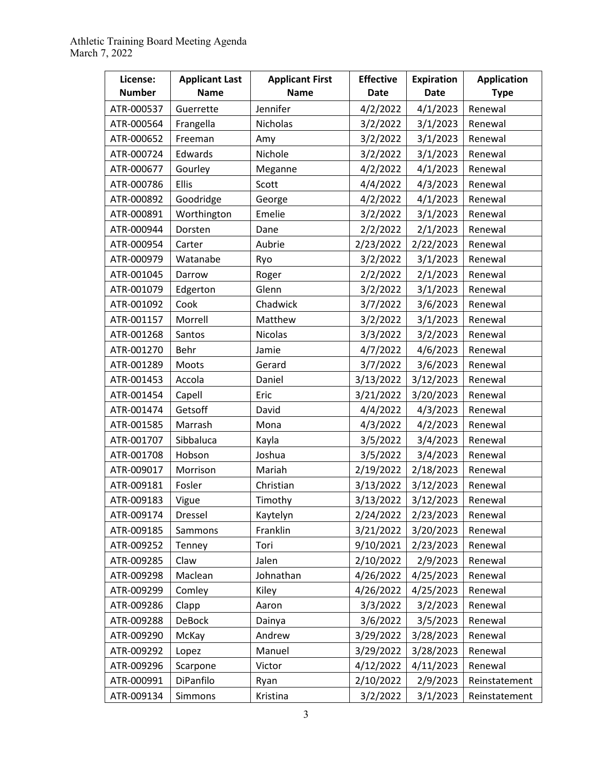| License: Number | Applicant Last Name | Applicant First Name | Effective Date | Expiration Date | Application Type |
|---|---|---|---|---|---|
| ATR-000537 | Guerrette | Jennifer | 4/2/2022 | 4/1/2023 | Renewal |
| ATR-000564 | Frangella | Nicholas | 3/2/2022 | 3/1/2023 | Renewal |
| ATR-000652 | Freeman | Amy | 3/2/2022 | 3/1/2023 | Renewal |
| ATR-000724 | Edwards | Nichole | 3/2/2022 | 3/1/2023 | Renewal |
| ATR-000677 | Gourley | Meganne | 4/2/2022 | 4/1/2023 | Renewal |
| ATR-000786 | Ellis | Scott | 4/4/2022 | 4/3/2023 | Renewal |
| ATR-000892 | Goodridge | George | 4/2/2022 | 4/1/2023 | Renewal |
| ATR-000891 | Worthington | Emelie | 3/2/2022 | 3/1/2023 | Renewal |
| ATR-000944 | Dorsten | Dane | 2/2/2022 | 2/1/2023 | Renewal |
| ATR-000954 | Carter | Aubrie | 2/23/2022 | 2/22/2023 | Renewal |
| ATR-000979 | Watanabe | Ryo | 3/2/2022 | 3/1/2023 | Renewal |
| ATR-001045 | Darrow | Roger | 2/2/2022 | 2/1/2023 | Renewal |
| ATR-001079 | Edgerton | Glenn | 3/2/2022 | 3/1/2023 | Renewal |
| ATR-001092 | Cook | Chadwick | 3/7/2022 | 3/6/2023 | Renewal |
| ATR-001157 | Morrell | Matthew | 3/2/2022 | 3/1/2023 | Renewal |
| ATR-001268 | Santos | Nicolas | 3/3/2022 | 3/2/2023 | Renewal |
| ATR-001270 | Behr | Jamie | 4/7/2022 | 4/6/2023 | Renewal |
| ATR-001289 | Moots | Gerard | 3/7/2022 | 3/6/2023 | Renewal |
| ATR-001453 | Accola | Daniel | 3/13/2022 | 3/12/2023 | Renewal |
| ATR-001454 | Capell | Eric | 3/21/2022 | 3/20/2023 | Renewal |
| ATR-001474 | Getsoff | David | 4/4/2022 | 4/3/2023 | Renewal |
| ATR-001585 | Marrash | Mona | 4/3/2022 | 4/2/2023 | Renewal |
| ATR-001707 | Sibbaluca | Kayla | 3/5/2022 | 3/4/2023 | Renewal |
| ATR-001708 | Hobson | Joshua | 3/5/2022 | 3/4/2023 | Renewal |
| ATR-009017 | Morrison | Mariah | 2/19/2022 | 2/18/2023 | Renewal |
| ATR-009181 | Fosler | Christian | 3/13/2022 | 3/12/2023 | Renewal |
| ATR-009183 | Vigue | Timothy | 3/13/2022 | 3/12/2023 | Renewal |
| ATR-009174 | Dressel | Kaytelyn | 2/24/2022 | 2/23/2023 | Renewal |
| ATR-009185 | Sammons | Franklin | 3/21/2022 | 3/20/2023 | Renewal |
| ATR-009252 | Tenney | Tori | 9/10/2021 | 2/23/2023 | Renewal |
| ATR-009285 | Claw | Jalen | 2/10/2022 | 2/9/2023 | Renewal |
| ATR-009298 | Maclean | Johnathan | 4/26/2022 | 4/25/2023 | Renewal |
| ATR-009299 | Comley | Kiley | 4/26/2022 | 4/25/2023 | Renewal |
| ATR-009286 | Clapp | Aaron | 3/3/2022 | 3/2/2023 | Renewal |
| ATR-009288 | DeBock | Dainya | 3/6/2022 | 3/5/2023 | Renewal |
| ATR-009290 | McKay | Andrew | 3/29/2022 | 3/28/2023 | Renewal |
| ATR-009292 | Lopez | Manuel | 3/29/2022 | 3/28/2023 | Renewal |
| ATR-009296 | Scarpone | Victor | 4/12/2022 | 4/11/2023 | Renewal |
| ATR-000991 | DiPanfilo | Ryan | 2/10/2022 | 2/9/2023 | Reinstatement |
| ATR-009134 | Simmons | Kristina | 3/2/2022 | 3/1/2023 | Reinstatement |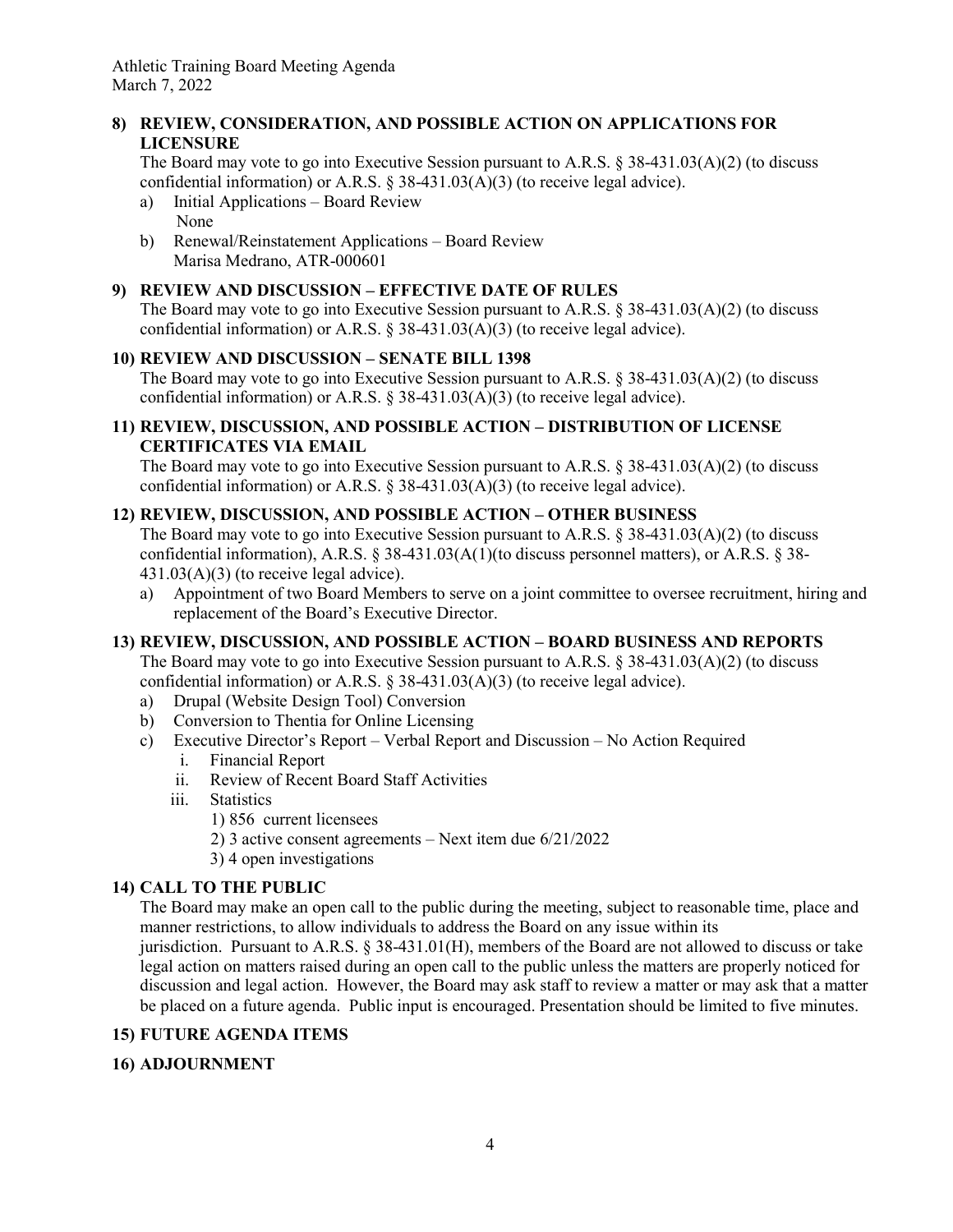## 8) REVIEW, CONSIDERATION, AND POSSIBLE ACTION ON APPLICATIONS FOR LICENSURE

The Board may vote to go into Executive Session pursuant to A.R.S. § 38-431.03(A)(2) (to discuss confidential information) or A.R.S. § 38-431.03(A)(3) (to receive legal advice).

a) Initial Applications – Board Review
   None
b) Renewal/Reinstatement Applications – Board Review
   Marisa Medrano, ATR-000601

## 9) REVIEW AND DISCUSSION – EFFECTIVE DATE OF RULES

The Board may vote to go into Executive Session pursuant to A.R.S. § 38-431.03(A)(2) (to discuss confidential information) or A.R.S. § 38-431.03(A)(3) (to receive legal advice).

## 10) REVIEW AND DISCUSSION – SENATE BILL 1398

The Board may vote to go into Executive Session pursuant to A.R.S. § 38-431.03(A)(2) (to discuss confidential information) or A.R.S. § 38-431.03(A)(3) (to receive legal advice).

## 11) REVIEW, DISCUSSION, AND POSSIBLE ACTION – DISTRIBUTION OF LICENSE CERTIFICATES VIA EMAIL

The Board may vote to go into Executive Session pursuant to A.R.S. § 38-431.03(A)(2) (to discuss confidential information) or A.R.S. § 38-431.03(A)(3) (to receive legal advice).

## 12) REVIEW, DISCUSSION, AND POSSIBLE ACTION – OTHER BUSINESS

The Board may vote to go into Executive Session pursuant to A.R.S. § 38-431.03(A)(2) (to discuss confidential information), A.R.S. § 38-431.03(A(1)(to discuss personnel matters), or A.R.S. § 38-431.03(A)(3) (to receive legal advice).

a) Appointment of two Board Members to serve on a joint committee to oversee recruitment, hiring and replacement of the Board's Executive Director.

## 13) REVIEW, DISCUSSION, AND POSSIBLE ACTION – BOARD BUSINESS AND REPORTS

The Board may vote to go into Executive Session pursuant to A.R.S. § 38-431.03(A)(2) (to discuss confidential information) or A.R.S. § 38-431.03(A)(3) (to receive legal advice).

a) Drupal (Website Design Tool) Conversion
b) Conversion to Thentia for Online Licensing
c) Executive Director's Report – Verbal Report and Discussion – No Action Required
   i. Financial Report
   ii. Review of Recent Board Staff Activities
   iii. Statistics
      1) 856 current licensees
      2) 3 active consent agreements – Next item due 6/21/2022
      3) 4 open investigations

## 14) CALL TO THE PUBLIC

The Board may make an open call to the public during the meeting, subject to reasonable time, place and manner restrictions, to allow individuals to address the Board on any issue within its jurisdiction. Pursuant to A.R.S. § 38-431.01(H), members of the Board are not allowed to discuss or take legal action on matters raised during an open call to the public unless the matters are properly noticed for discussion and legal action. However, the Board may ask staff to review a matter or may ask that a matter be placed on a future agenda. Public input is encouraged. Presentation should be limited to five minutes.

## 15) FUTURE AGENDA ITEMS

## 16) ADJOURNMENT